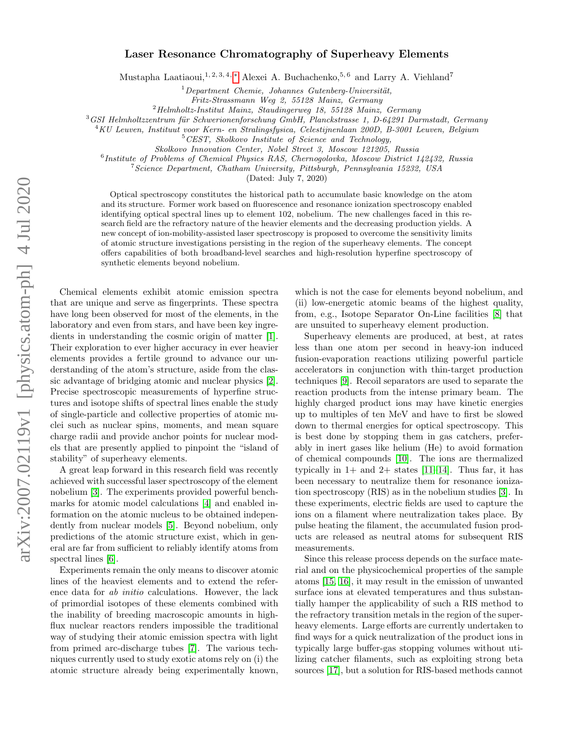# Laser Resonance Chromatography of Superheavy Elements

Mustapha Laatiaoui,[1,2,3,4,*] Alexei A. Buchachenko,[5,6] and Larry A. Viehland[7]

[1] *Department Chemie, Johannes Gutenberg-Universität, Fritz-Strassmann Weg 2, 55128 Mainz, Germany*
[2] *Helmholtz-Institut Mainz, Staudingerweg 18, 55128 Mainz, Germany*
[3] *GSI Helmholtzzentrum für Schwerionenforschung GmbH, Planckstrasse 1, D-64291 Darmstadt, Germany*
[4] *KU Leuven, Instituut voor Kern- en Stralingsfysica, Celestijnenlaan 200D, B-3001 Leuven, Belgium*
[5] *CEST, Skolkovo Institute of Science and Technology, Skolkovo Innovation Center, Nobel Street 3, Moscow 121205, Russia*
[6] *Institute of Problems of Chemical Physics RAS, Chernogolovka, Moscow District 142432, Russia*
[7] *Science Department, Chatham University, Pittsburgh, Pennsylvania 15232, USA*

(Dated: July 7, 2020)

Optical spectroscopy constitutes the historical path to accumulate basic knowledge on the atom and its structure. Former work based on fluorescence and resonance ionization spectroscopy enabled identifying optical spectral lines up to element 102, nobelium. The new challenges faced in this research field are the refractory nature of the heavier elements and the decreasing production yields. A new concept of ion-mobility-assisted laser spectroscopy is proposed to overcome the sensitivity limits of atomic structure investigations persisting in the region of the superheavy elements. The concept offers capabilities of both broadband-level searches and high-resolution hyperfine spectroscopy of synthetic elements beyond nobelium.

Chemical elements exhibit atomic emission spectra that are unique and serve as fingerprints. These spectra have long been observed for most of the elements, in the laboratory and even from stars, and have been key ingredients in understanding the cosmic origin of matter [1]. Their exploration to ever higher accuracy in ever heavier elements provides a fertile ground to advance our understanding of the atom's structure, aside from the classic advantage of bridging atomic and nuclear physics [2]. Precise spectroscopic measurements of hyperfine structures and isotope shifts of spectral lines enable the study of single-particle and collective properties of atomic nuclei such as nuclear spins, moments, and mean square charge radii and provide anchor points for nuclear models that are presently applied to pinpoint the "island of stability" of superheavy elements.

A great leap forward in this research field was recently achieved with successful laser spectroscopy of the element nobelium [3]. The experiments provided powerful benchmarks for atomic model calculations [4] and enabled information on the atomic nucleus to be obtained independently from nuclear models [5]. Beyond nobelium, only predictions of the atomic structure exist, which in general are far from sufficient to reliably identify atoms from spectral lines [6].

Experiments remain the only means to discover atomic lines of the heaviest elements and to extend the reference data for *ab initio* calculations. However, the lack of primordial isotopes of these elements combined with the inability of breeding macroscopic amounts in high-flux nuclear reactors renders impossible the traditional way of studying their atomic emission spectra with light from primed arc-discharge tubes [7]. The various techniques currently used to study exotic atoms rely on (i) the atomic structure already being experimentally known, which is not the case for elements beyond nobelium, and (ii) low-energetic atomic beams of the highest quality, from, e.g., Isotope Separator On-Line facilities [8] that are unsuited to superheavy element production.

Superheavy elements are produced, at best, at rates less than one atom per second in heavy-ion induced fusion-evaporation reactions utilizing powerful particle accelerators in conjunction with thin-target production techniques [9]. Recoil separators are used to separate the reaction products from the intense primary beam. The highly charged product ions may have kinetic energies up to multiples of ten MeV and have to first be slowed down to thermal energies for optical spectroscopy. This is best done by stopping them in gas catchers, preferably in inert gases like helium (He) to avoid formation of chemical compounds [10]. The ions are thermalized typically in 1+ and 2+ states [11–14]. Thus far, it has been necessary to neutralize them for resonance ionization spectroscopy (RIS) as in the nobelium studies [3]. In these experiments, electric fields are used to capture the ions on a filament where neutralization takes place. By pulse heating the filament, the accumulated fusion products are released as neutral atoms for subsequent RIS measurements.

Since this release process depends on the surface material and on the physicochemical properties of the sample atoms [15, 16], it may result in the emission of unwanted surface ions at elevated temperatures and thus substantially hamper the applicability of such a RIS method to the refractory transition metals in the region of the superheavy elements. Large efforts are currently undertaken to find ways for a quick neutralization of the product ions in typically large buffer-gas stopping volumes without utilizing catcher filaments, such as exploiting strong beta sources [17], but a solution for RIS-based methods cannot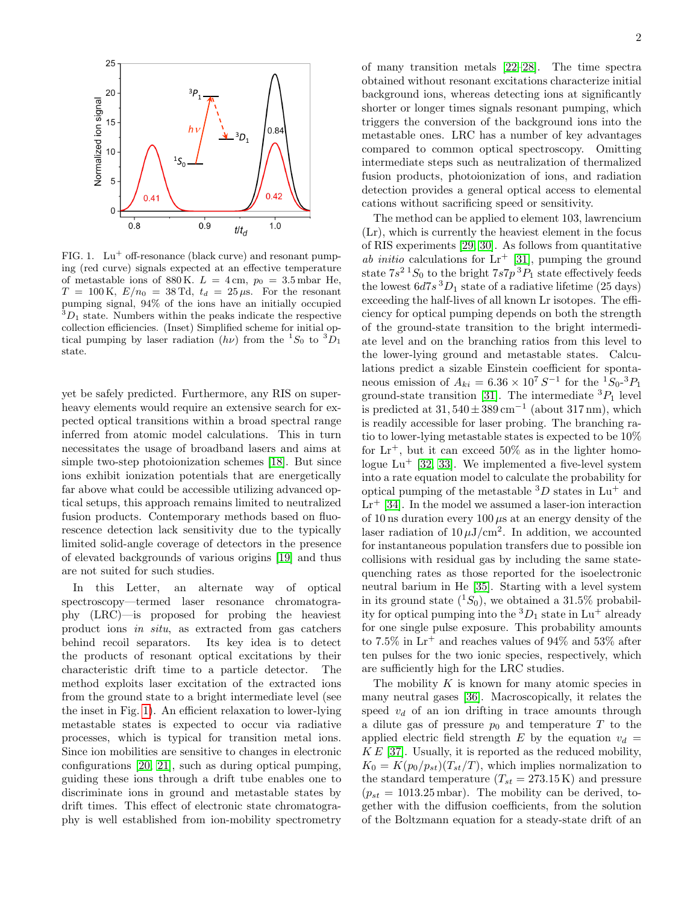FIG. 1. $Lu^+$ off-resonance (black curve) and resonant pumping (red curve) signals expected at an effective temperature of metastable ions of 880 K. $L$ = 4 cm, $p_0$ = 3.5 mbar He, $T$ = 100 K, $E/n_0$ = 38 Td, $t_d$ = 25 $\mu$s. For the resonant pumping signal, 94% of the ions have an initially occupied $^3D_1$ state. Numbers within the peaks indicate the respective collection efficiencies. (Inset) Simplified scheme for initial optical pumping by laser radiation ($h\nu$) from the $^1S_0$ to $^3D_1$ state.

yet be safely predicted. Furthermore, any RIS on superheavy elements would require an extensive search for expected optical transitions within a broad spectral range inferred from atomic model calculations. This in turn necessitates the usage of broadband lasers and aims at simple two-step photoionization schemes [18]. But since ions exhibit ionization potentials that are energetically far above what could be accessible utilizing advanced optical setups, this approach remains limited to neutralized fusion products. Contemporary methods based on fluorescence detection lack sensitivity due to the typically limited solid-angle coverage of detectors in the presence of elevated backgrounds of various origins [19] and thus are not suited for such studies.

In this Letter, an alternate way of optical spectroscopy—termed laser resonance chromatography (LRC)—is proposed for probing the heaviest product ions *in situ*, as extracted from gas catchers behind recoil separators. Its key idea is to detect the products of resonant optical excitations by their characteristic drift time to a particle detector. The method exploits laser excitation of the extracted ions from the ground state to a bright intermediate level (see the inset in Fig. 1). An efficient relaxation to lower-lying metastable states is expected to occur via radiative processes, which is typical for transition metal ions. Since ion mobilities are sensitive to changes in electronic configurations [20, 21], such as during optical pumping, guiding these ions through a drift tube enables one to discriminate ions in ground and metastable states by drift times. This effect of electronic state chromatography is well established from ion-mobility spectrometry of many transition metals [22–28]. The time spectra obtained without resonant excitations characterize initial background ions, whereas detecting ions at significantly shorter or longer times signals resonant pumping, which triggers the conversion of the background ions into the metastable ones. LRC has a number of key advantages compared to common optical spectroscopy. Omitting intermediate steps such as neutralization of thermalized fusion products, photoionization of ions, and radiation detection provides a general optical access to elemental cations without sacrificing speed or sensitivity.

The method can be applied to element 103, lawrencium (Lr), which is currently the heaviest element in the focus of RIS experiments [29, 30]. As follows from quantitative *ab initio* calculations for $Lr^+$ [31], pumping the ground state $7s^2\,{}^1S_0$ to the bright $7s7p\,{}^3P_1$ state effectively feeds the lowest $6d7s\,{}^3D_1$ state of a radiative lifetime (25 days) exceeding the half-lives of all known Lr isotopes. The efficiency for optical pumping depends on both the strength of the ground-state transition to the bright intermediate level and on the branching ratios from this level to the lower-lying ground and metastable states. Calculations predict a sizable Einstein coefficient for spontaneous emission of $A_{ki} = 6.36 \times 10^7\,S^{-1}$ for the ${}^1S_0$-${}^3P_1$ ground-state transition [31]. The intermediate ${}^3P_1$ level is predicted at $31,540 \pm 389\,\mathrm{cm}^{-1}$ (about 317 nm), which is readily accessible for laser probing. The branching ratio to lower-lying metastable states is expected to be 10% for $Lr^+$, but it can exceed 50% as in the lighter homologue $Lu^+$ [32, 33]. We implemented a five-level system into a rate equation model to calculate the probability for optical pumping of the metastable ${}^3D$ states in $Lu^+$ and $Lr^+$ [34]. In the model we assumed a laser-ion interaction of 10 ns duration every 100 $\mu$s at an energy density of the laser radiation of 10 $\mu$J/cm$^2$. In addition, we accounted for instantaneous population transfers due to possible ion collisions with residual gas by including the same state-quenching rates as those reported for the isoelectronic neutral barium in He [35]. Starting with a level system in its ground state (${}^1S_0$), we obtained a 31.5% probability for optical pumping into the ${}^3D_1$ state in $Lu^+$ already for one single pulse exposure. This probability amounts to 7.5% in $Lr^+$ and reaches values of 94% and 53% after ten pulses for the two ionic species, respectively, which are sufficiently high for the LRC studies.

The mobility $K$ is known for many atomic species in many neutral gases [36]. Macroscopically, it relates the speed $v_d$ of an ion drifting in trace amounts through a dilute gas of pressure $p_0$ and temperature $T$ to the applied electric field strength $E$ by the equation $v_d = K\,E$ [37]. Usually, it is reported as the reduced mobility, $K_0 = K(p_0/p_{st})(T_{st}/T)$, which implies normalization to the standard temperature ($T_{st} = 273.15$ K) and pressure ($p_{st} = 1013.25$ mbar). The mobility can be derived, together with the diffusion coefficients, from the solution of the Boltzmann equation for a steady-state drift of an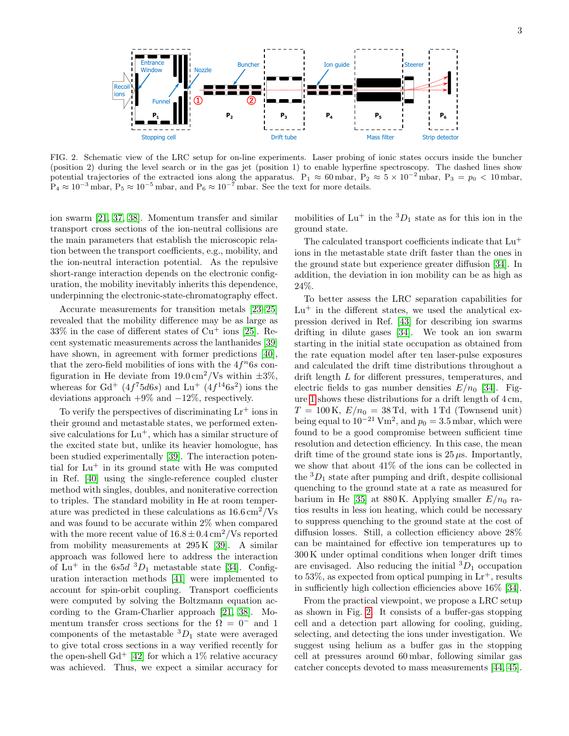FIG. 2. Schematic view of the LRC setup for on-line experiments. Laser probing of ionic states occurs inside the buncher (position 2) during the level search or in the gas jet (position 1) to enable hyperfine spectroscopy. The dashed lines show potential trajectories of the extracted ions along the apparatus. $P_1 \approx 60\,\mathrm{mbar}$, $P_2 \approx 5 \times 10^{-2}\,\mathrm{mbar}$, $P_3 = p_0 < 10\,\mathrm{mbar}$, $P_4 \approx 10^{-3}\,\mathrm{mbar}$, $P_5 \approx 10^{-5}\,\mathrm{mbar}$, and $P_6 \approx 10^{-7}\,\mathrm{mbar}$. See the text for more details.

ion swarm [21, 37, 38]. Momentum transfer and similar transport cross sections of the ion-neutral collisions are the main parameters that establish the microscopic relation between the transport coefficients, e.g., mobility, and the ion-neutral interaction potential. As the repulsive short-range interaction depends on the electronic configuration, the mobility inevitably inherits this dependence, underpinning the electronic-state-chromatography effect.

Accurate measurements for transition metals [23–25] revealed that the mobility difference may be as large as 33% in the case of different states of $Cu^+$ ions [25]. Recent systematic measurements across the lanthanides [39] have shown, in agreement with former predictions [40], that the zero-field mobilities of ions with the $4f^n6s$ configuration in He deviate from $19.0\,\mathrm{cm^2/Vs}$ within $\pm3\%$, whereas for $Gd^+$ ($4f^75d6s$) and $Lu^+$ ($4f^{14}6s^2$) ions the deviations approach $+9\%$ and $-12\%$, respectively.

To verify the perspectives of discriminating $Lr^+$ ions in their ground and metastable states, we performed extensive calculations for $Lu^+$, which has a similar structure of the excited state but, unlike its heavier homologue, has been studied experimentally [39]. The interaction potential for $Lu^+$ in its ground state with He was computed in Ref. [40] using the single-reference coupled cluster method with singles, doubles, and noniterative correction to triples. The standard mobility in He at room temperature was predicted in these calculations as $16.6\,\mathrm{cm^2/Vs}$ and was found to be accurate within 2% when compared with the more recent value of $16.8 \pm 0.4\,\mathrm{cm^2/Vs}$ reported from mobility measurements at 295 K [39]. A similar approach was followed here to address the interaction of $Lu^+$ in the $6s5d$ $^3D_1$ metastable state [34]. Configuration interaction methods [41] were implemented to account for spin-orbit coupling. Transport coefficients were computed by solving the Boltzmann equation according to the Gram-Charlier approach [21, 38]. Momentum transfer cross sections for the $\Omega = 0^-$ and 1 components of the metastable $^3D_1$ state were averaged to give total cross sections in a way verified recently for the open-shell $Gd^+$ [42] for which a 1% relative accuracy was achieved. Thus, we expect a similar accuracy for mobilities of $Lu^+$ in the $^3D_1$ state as for this ion in the ground state.

The calculated transport coefficients indicate that $Lu^+$ ions in the metastable state drift faster than the ones in the ground state but experience greater diffusion [34]. In addition, the deviation in ion mobility can be as high as 24%.

To better assess the LRC separation capabilities for $Lu^+$ in the different states, we used the analytical expression derived in Ref. [43] for describing ion swarms drifting in dilute gases [34]. We took an ion swarm starting in the initial state occupation as obtained from the rate equation model after ten laser-pulse exposures and calculated the drift time distributions throughout a drift length $L$ for different pressures, temperatures, and electric fields to gas number densities $E/n_0$ [34]. Figure 1 shows these distributions for a drift length of 4 cm, $T = 100\,\mathrm{K}$, $E/n_0 = 38\,\mathrm{Td}$, with 1 Td (Townsend unit) being equal to $10^{-21}\,\mathrm{Vm^2}$, and $p_0 = 3.5\,\mathrm{mbar}$, which were found to be a good compromise between sufficient time resolution and detection efficiency. In this case, the mean drift time of the ground state ions is $25\,\mu\mathrm{s}$. Importantly, we show that about 41% of the ions can be collected in the $^3D_1$ state after pumping and drift, despite collisional quenching to the ground state at a rate as measured for barium in He [35] at 880 K. Applying smaller $E/n_0$ ratios results in less ion heating, which could be necessary to suppress quenching to the ground state at the cost of diffusion losses. Still, a collection efficiency above 28% can be maintained for effective ion temperatures up to 300 K under optimal conditions when longer drift times are envisaged. Also reducing the initial $^3D_1$ occupation to 53%, as expected from optical pumping in $Lr^+$, results in sufficiently high collection efficiencies above 16% [34].

From the practical viewpoint, we propose a LRC setup as shown in Fig. 2. It consists of a buffer-gas stopping cell and a detection part allowing for cooling, guiding, selecting, and detecting the ions under investigation. We suggest using helium as a buffer gas in the stopping cell at pressures around 60 mbar, following similar gas catcher concepts devoted to mass measurements [44, 45].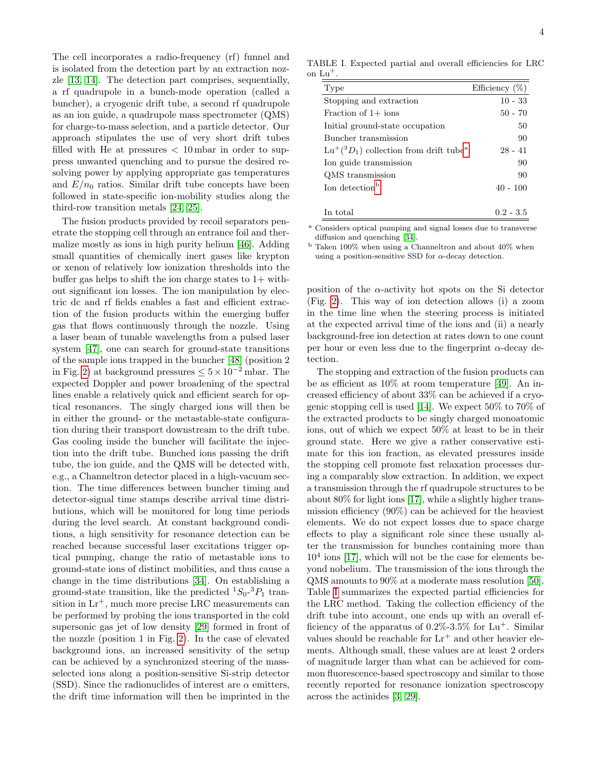The cell incorporates a radio-frequency (rf) funnel and is isolated from the detection part by an extraction nozzle [13, 14]. The detection part comprises, sequentially, a rf quadrupole in a bunch-mode operation (called a buncher), a cryogenic drift tube, a second rf quadrupole as an ion guide, a quadrupole mass spectrometer (QMS) for charge-to-mass selection, and a particle detector. Our approach stipulates the use of very short drift tubes filled with He at pressures $< 10\,\mathrm{mbar}$ in order to suppress unwanted quenching and to pursue the desired resolving power by applying appropriate gas temperatures and $E/n_0$ ratios. Similar drift tube concepts have been followed in state-specific ion-mobility studies along the third-row transition metals [24, 25].

The fusion products provided by recoil separators penetrate the stopping cell through an entrance foil and thermalize mostly as ions in high purity helium [46]. Adding small quantities of chemically inert gases like krypton or xenon of relatively low ionization thresholds into the buffer gas helps to shift the ion charge states to 1+ without significant ion losses. The ion manipulation by electric dc and rf fields enables a fast and efficient extraction of the fusion products within the emerging buffer gas that flows continuously through the nozzle. Using a laser beam of tunable wavelengths from a pulsed laser system [47], one can search for ground-state transitions of the sample ions trapped in the buncher [48] (position 2 in Fig. 2) at background pressures $\leq 5\times10^{-2}\,\mathrm{mbar}$. The expected Doppler and power broadening of the spectral lines enable a relatively quick and efficient search for optical resonances. The singly charged ions will then be in either the ground- or the metastable-state configuration during their transport downstream to the drift tube. Gas cooling inside the buncher will facilitate the injection into the drift tube. Bunched ions passing the drift tube, the ion guide, and the QMS will be detected with, e.g., a Channeltron detector placed in a high-vacuum section. The time differences between buncher timing and detector-signal time stamps describe arrival time distributions, which will be monitored for long time periods during the level search. At constant background conditions, a high sensitivity for resonance detection can be reached because successful laser excitations trigger optical pumping, change the ratio of metastable ions to ground-state ions of distinct mobilities, and thus cause a change in the time distributions [34]. On establishing a ground-state transition, like the predicted $^1S_0$-$^3P_1$ transition in $\mathrm{Lr}^+$, much more precise LRC measurements can be performed by probing the ions transported in the cold supersonic gas jet of low density [29] formed in front of the nozzle (position 1 in Fig. 2). In the case of elevated background ions, an increased sensitivity of the setup can be achieved by a synchronized steering of the mass-selected ions along a position-sensitive Si-strip detector (SSD). Since the radionuclides of interest are $\alpha$ emitters, the drift time information will then be imprinted in the position of the $\alpha$-activity hot spots on the Si detector (Fig. 2). This way of ion detection allows (i) a zoom in the time line when the steering process is initiated at the expected arrival time of the ions and (ii) a nearly background-free ion detection at rates down to one count per hour or even less due to the fingerprint $\alpha$-decay detection.

TABLE I. Expected partial and overall efficiencies for LRC on $\mathrm{Lu}^+$.

| Type | Efficiency (%) |
|---|---|
| Stopping and extraction | 10 - 33 |
| Fraction of 1+ ions | 50 - 70 |
| Initial ground-state occupation | 50 |
| Buncher transmission | 90 |
| $\mathrm{Lu}^+(^3D_1)$ collection from drift tube[a] | 28 - 41 |
| Ion guide transmission | 90 |
| QMS transmission | 90 |
| Ion detection[b] | 40 - 100 |
| In total | 0.2 - 3.5 |

[a] Considers optical pumping and signal losses due to transverse diffusion and quenching [34].

[b] Taken 100% when using a Channeltron and about 40% when using a position-sensitive SSD for $\alpha$-decay detection.

The stopping and extraction of the fusion products can be as efficient as 10% at room temperature [49]. An increased efficiency of about 33% can be achieved if a cryogenic stopping cell is used [14]. We expect 50% to 70% of the extracted products to be singly charged monoatomic ions, out of which we expect 50% at least to be in their ground state. Here we give a rather conservative estimate for this ion fraction, as elevated pressures inside the stopping cell promote fast relaxation processes during a comparably slow extraction. In addition, we expect a transmission through the rf quadrupole structures to be about 80% for light ions [17], while a slightly higher transmission efficiency (90%) can be achieved for the heaviest elements. We do not expect losses due to space charge effects to play a significant role since these usually alter the transmission for bunches containing more than $10^4$ ions [17], which will not be the case for elements beyond nobelium. The transmission of the ions through the QMS amounts to 90% at a moderate mass resolution [50]. Table I summarizes the expected partial efficiencies for the LRC method. Taking the collection efficiency of the drift tube into account, one ends up with an overall efficiency of the apparatus of 0.2%-3.5% for $\mathrm{Lu}^+$. Similar values should be reachable for $\mathrm{Lr}^+$ and other heavier elements. Although small, these values are at least 2 orders of magnitude larger than what can be achieved for common fluorescence-based spectroscopy and similar to those recently reported for resonance ionization spectroscopy across the actinides [3, 29].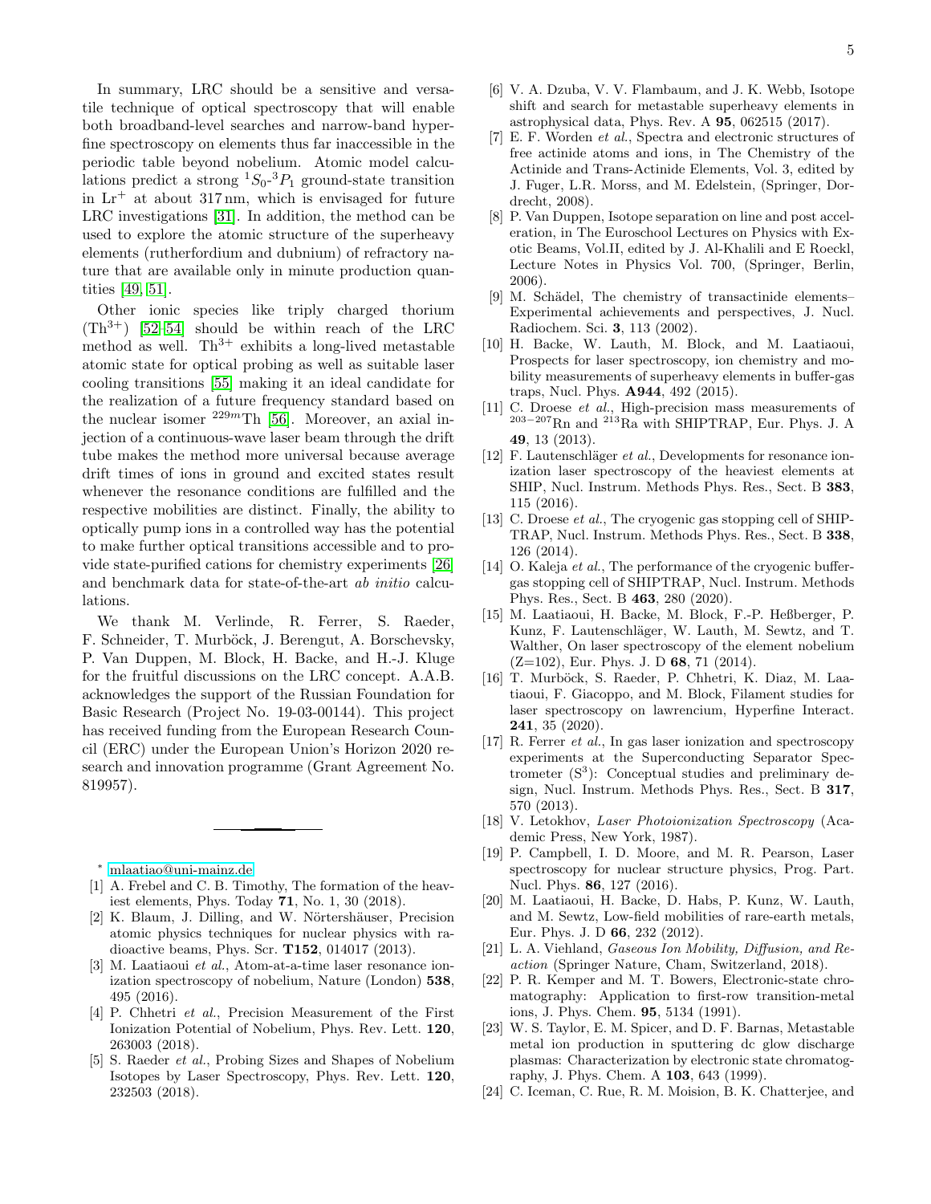In summary, LRC should be a sensitive and versatile technique of optical spectroscopy that will enable both broadband-level searches and narrow-band hyperfine spectroscopy on elements thus far inaccessible in the periodic table beyond nobelium. Atomic model calculations predict a strong $^1S_0$-$^3P_1$ ground-state transition in $Lr^+$ at about 317 nm, which is envisaged for future LRC investigations [31]. In addition, the method can be used to explore the atomic structure of the superheavy elements (rutherfordium and dubnium) of refractory nature that are available only in minute production quantities [49, 51].

Other ionic species like triply charged thorium ($Th^{3+}$) [52–54] should be within reach of the LRC method as well. $Th^{3+}$ exhibits a long-lived metastable atomic state for optical probing as well as suitable laser cooling transitions [55] making it an ideal candidate for the realization of a future frequency standard based on the nuclear isomer $^{229m}$Th [56]. Moreover, an axial injection of a continuous-wave laser beam through the drift tube makes the method more universal because average drift times of ions in ground and excited states result whenever the resonance conditions are fulfilled and the respective mobilities are distinct. Finally, the ability to optically pump ions in a controlled way has the potential to make further optical transitions accessible and to provide state-purified cations for chemistry experiments [26] and benchmark data for state-of-the-art *ab initio* calculations.

We thank M. Verlinde, R. Ferrer, S. Raeder, F. Schneider, T. Murböck, J. Berengut, A. Borschevsky, P. Van Duppen, M. Block, H. Backe, and H.-J. Kluge for the fruitful discussions on the LRC concept. A.A.B. acknowledges the support of the Russian Foundation for Basic Research (Project No. 19-03-00144). This project has received funding from the European Research Council (ERC) under the European Union's Horizon 2020 research and innovation programme (Grant Agreement No. 819957).

---

* mlaatiao@uni-mainz.de

[1] A. Frebel and C. B. Timothy, The formation of the heaviest elements, Phys. Today **71**, No. 1, 30 (2018).

[2] K. Blaum, J. Dilling, and W. Nörtershäuser, Precision atomic physics techniques for nuclear physics with radioactive beams, Phys. Scr. **T152**, 014017 (2013).

[3] M. Laatiaoui *et al.*, Atom-at-a-time laser resonance ionization spectroscopy of nobelium, Nature (London) **538**, 495 (2016).

[4] P. Chhetri *et al.*, Precision Measurement of the First Ionization Potential of Nobelium, Phys. Rev. Lett. **120**, 263003 (2018).

[5] S. Raeder *et al.*, Probing Sizes and Shapes of Nobelium Isotopes by Laser Spectroscopy, Phys. Rev. Lett. **120**, 232503 (2018).

[6] V. A. Dzuba, V. V. Flambaum, and J. K. Webb, Isotope shift and search for metastable superheavy elements in astrophysical data, Phys. Rev. A **95**, 062515 (2017).

[7] E. F. Worden *et al.*, Spectra and electronic structures of free actinide atoms and ions, in The Chemistry of the Actinide and Trans-Actinide Elements, Vol. 3, edited by J. Fuger, L.R. Morss, and M. Edelstein, (Springer, Dordrecht, 2008).

[8] P. Van Duppen, Isotope separation on line and post acceleration, in The Euroschool Lectures on Physics with Exotic Beams, Vol.II, edited by J. Al-Khalili and E Roeckl, Lecture Notes in Physics Vol. 700, (Springer, Berlin, 2006).

[9] M. Schädel, The chemistry of transactinide elements– Experimental achievements and perspectives, J. Nucl. Radiochem. Sci. **3**, 113 (2002).

[10] H. Backe, W. Lauth, M. Block, and M. Laatiaoui, Prospects for laser spectroscopy, ion chemistry and mobility measurements of superheavy elements in buffer-gas traps, Nucl. Phys. **A944**, 492 (2015).

[11] C. Droese *et al.*, High-precision mass measurements of $^{203-207}$Rn and $^{213}$Ra with SHIPTRAP, Eur. Phys. J. A **49**, 13 (2013).

[12] F. Lautenschläger *et al.*, Developments for resonance ionization laser spectroscopy of the heaviest elements at SHIP, Nucl. Instrum. Methods Phys. Res., Sect. B **383**, 115 (2016).

[13] C. Droese *et al.*, The cryogenic gas stopping cell of SHIPTRAP, Nucl. Instrum. Methods Phys. Res., Sect. B **338**, 126 (2014).

[14] O. Kaleja *et al.*, The performance of the cryogenic buffer-gas stopping cell of SHIPTRAP, Nucl. Instrum. Methods Phys. Res., Sect. B **463**, 280 (2020).

[15] M. Laatiaoui, H. Backe, M. Block, F.-P. Heßberger, P. Kunz, F. Lautenschläger, W. Lauth, M. Sewtz, and T. Walther, On laser spectroscopy of the element nobelium (Z=102), Eur. Phys. J. D **68**, 71 (2014).

[16] T. Murböck, S. Raeder, P. Chhetri, K. Diaz, M. Laatiaoui, F. Giacoppo, and M. Block, Filament studies for laser spectroscopy on lawrencium, Hyperfine Interact. **241**, 35 (2020).

[17] R. Ferrer *et al.*, In gas laser ionization and spectroscopy experiments at the Superconducting Separator Spectrometer ($S^3$): Conceptual studies and preliminary design, Nucl. Instrum. Methods Phys. Res., Sect. B **317**, 570 (2013).

[18] V. Letokhov, *Laser Photoionization Spectroscopy* (Academic Press, New York, 1987).

[19] P. Campbell, I. D. Moore, and M. R. Pearson, Laser spectroscopy for nuclear structure physics, Prog. Part. Nucl. Phys. **86**, 127 (2016).

[20] M. Laatiaoui, H. Backe, D. Habs, P. Kunz, W. Lauth, and M. Sewtz, Low-field mobilities of rare-earth metals, Eur. Phys. J. D **66**, 232 (2012).

[21] L. A. Viehland, *Gaseous Ion Mobility, Diffusion, and Reaction* (Springer Nature, Cham, Switzerland, 2018).

[22] P. R. Kemper and M. T. Bowers, Electronic-state chromatography: Application to first-row transition-metal ions, J. Phys. Chem. **95**, 5134 (1991).

[23] W. S. Taylor, E. M. Spicer, and D. F. Barnas, Metastable metal ion production in sputtering dc glow discharge plasmas: Characterization by electronic state chromatography, J. Phys. Chem. A **103**, 643 (1999).

[24] C. Iceman, C. Rue, R. M. Moision, B. K. Chatterjee, and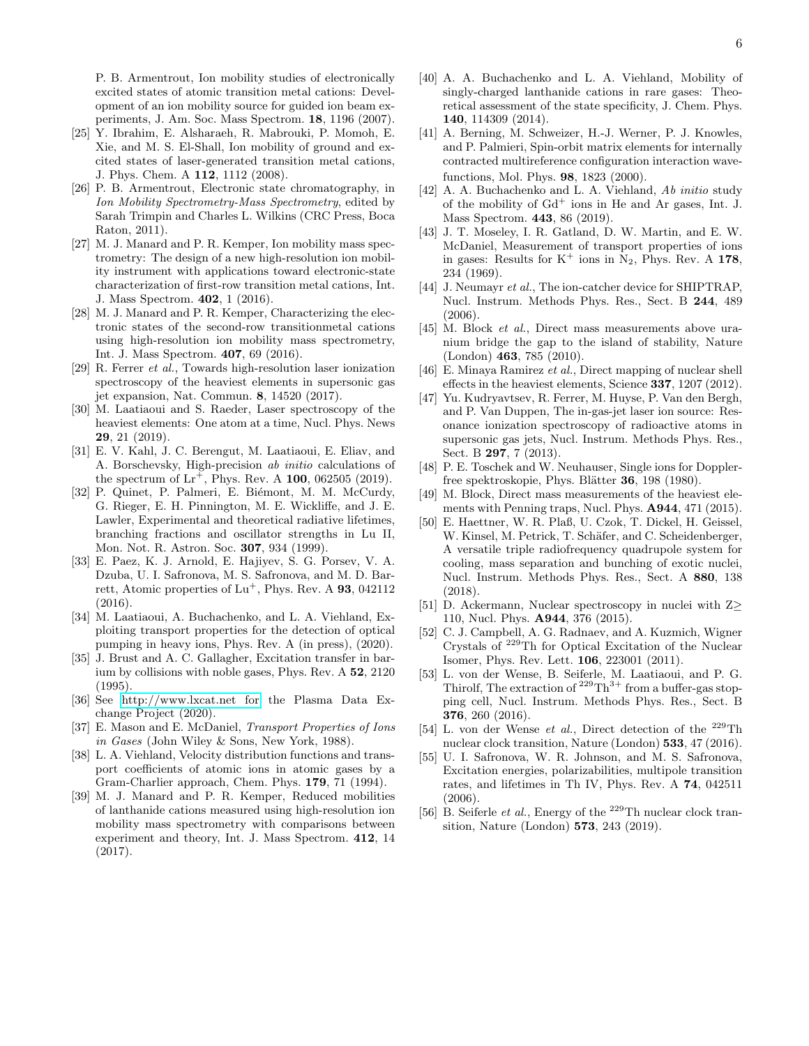P. B. Armentrout, Ion mobility studies of electronically excited states of atomic transition metal cations: Development of an ion mobility source for guided ion beam experiments, J. Am. Soc. Mass Spectrom. **18**, 1196 (2007).

[25] Y. Ibrahim, E. Alsharaeh, R. Mabrouki, P. Momoh, E. Xie, and M. S. El-Shall, Ion mobility of ground and excited states of laser-generated transition metal cations, J. Phys. Chem. A **112**, 1112 (2008).

[26] P. B. Armentrout, Electronic state chromatography, in *Ion Mobility Spectrometry-Mass Spectrometry*, edited by Sarah Trimpin and Charles L. Wilkins (CRC Press, Boca Raton, 2011).

[27] M. J. Manard and P. R. Kemper, Ion mobility mass spectrometry: The design of a new high-resolution ion mobility instrument with applications toward electronic-state characterization of first-row transition metal cations, Int. J. Mass Spectrom. **402**, 1 (2016).

[28] M. J. Manard and P. R. Kemper, Characterizing the electronic states of the second-row transitionmetal cations using high-resolution ion mobility mass spectrometry, Int. J. Mass Spectrom. **407**, 69 (2016).

[29] R. Ferrer *et al.*, Towards high-resolution laser ionization spectroscopy of the heaviest elements in supersonic gas jet expansion, Nat. Commun. **8**, 14520 (2017).

[30] M. Laatiaoui and S. Raeder, Laser spectroscopy of the heaviest elements: One atom at a time, Nucl. Phys. News **29**, 21 (2019).

[31] E. V. Kahl, J. C. Berengut, M. Laatiaoui, E. Eliav, and A. Borschevsky, High-precision *ab initio* calculations of the spectrum of $Lr^+$, Phys. Rev. A **100**, 062505 (2019).

[32] P. Quinet, P. Palmeri, E. Biémont, M. M. McCurdy, G. Rieger, E. H. Pinnington, M. E. Wickliffe, and J. E. Lawler, Experimental and theoretical radiative lifetimes, branching fractions and oscillator strengths in Lu II, Mon. Not. R. Astron. Soc. **307**, 934 (1999).

[33] E. Paez, K. J. Arnold, E. Hajiyev, S. G. Porsev, V. A. Dzuba, U. I. Safronova, M. S. Safronova, and M. D. Barrett, Atomic properties of $Lu^+$, Phys. Rev. A **93**, 042112 (2016).

[34] M. Laatiaoui, A. Buchachenko, and L. A. Viehland, Exploiting transport properties for the detection of optical pumping in heavy ions, Phys. Rev. A (in press), (2020).

[35] J. Brust and A. C. Gallagher, Excitation transfer in barium by collisions with noble gases, Phys. Rev. A **52**, 2120 (1995).

[36] See http://www.lxcat.net for the Plasma Data Exchange Project (2020).

[37] E. Mason and E. McDaniel, *Transport Properties of Ions in Gases* (John Wiley & Sons, New York, 1988).

[38] L. A. Viehland, Velocity distribution functions and transport coefficients of atomic ions in atomic gases by a Gram-Charlier approach, Chem. Phys. **179**, 71 (1994).

[39] M. J. Manard and P. R. Kemper, Reduced mobilities of lanthanide cations measured using high-resolution ion mobility mass spectrometry with comparisons between experiment and theory, Int. J. Mass Spectrom. **412**, 14 (2017).

[40] A. A. Buchachenko and L. A. Viehland, Mobility of singly-charged lanthanide cations in rare gases: Theoretical assessment of the state specificity, J. Chem. Phys. **140**, 114309 (2014).

[41] A. Berning, M. Schweizer, H.-J. Werner, P. J. Knowles, and P. Palmieri, Spin-orbit matrix elements for internally contracted multireference configuration interaction wavefunctions, Mol. Phys. **98**, 1823 (2000).

[42] A. A. Buchachenko and L. A. Viehland, *Ab initio* study of the mobility of $Gd^+$ ions in He and Ar gases, Int. J. Mass Spectrom. **443**, 86 (2019).

[43] J. T. Moseley, I. R. Gatland, D. W. Martin, and E. W. McDaniel, Measurement of transport properties of ions in gases: Results for $K^+$ ions in $N_2$, Phys. Rev. A **178**, 234 (1969).

[44] J. Neumayr *et al.*, The ion-catcher device for SHIPTRAP, Nucl. Instrum. Methods Phys. Res., Sect. B **244**, 489 (2006).

[45] M. Block *et al.*, Direct mass measurements above uranium bridge the gap to the island of stability, Nature (London) **463**, 785 (2010).

[46] E. Minaya Ramirez *et al.*, Direct mapping of nuclear shell effects in the heaviest elements, Science **337**, 1207 (2012).

[47] Yu. Kudryavtsev, R. Ferrer, M. Huyse, P. Van den Bergh, and P. Van Duppen, The in-gas-jet laser ion source: Resonance ionization spectroscopy of radioactive atoms in supersonic gas jets, Nucl. Instrum. Methods Phys. Res., Sect. B **297**, 7 (2013).

[48] P. E. Toschek and W. Neuhauser, Single ions for Doppler-free spektroskopie, Phys. Blätter **36**, 198 (1980).

[49] M. Block, Direct mass measurements of the heaviest elements with Penning traps, Nucl. Phys. **A944**, 471 (2015).

[50] E. Haettner, W. R. Plaß, U. Czok, T. Dickel, H. Geissel, W. Kinsel, M. Petrick, T. Schäfer, and C. Scheidenberger, A versatile triple radiofrequency quadrupole system for cooling, mass separation and bunching of exotic nuclei, Nucl. Instrum. Methods Phys. Res., Sect. A **880**, 138 (2018).

[51] D. Ackermann, Nuclear spectroscopy in nuclei with Z≥ 110, Nucl. Phys. **A944**, 376 (2015).

[52] C. J. Campbell, A. G. Radnaev, and A. Kuzmich, Wigner Crystals of $^{229}$Th for Optical Excitation of the Nuclear Isomer, Phys. Rev. Lett. **106**, 223001 (2011).

[53] L. von der Wense, B. Seiferle, M. Laatiaoui, and P. G. Thirolf, The extraction of $^{229}Th^{3+}$ from a buffer-gas stopping cell, Nucl. Instrum. Methods Phys. Res., Sect. B **376**, 260 (2016).

[54] L. von der Wense *et al.*, Direct detection of the $^{229}$Th nuclear clock transition, Nature (London) **533**, 47 (2016).

[55] U. I. Safronova, W. R. Johnson, and M. S. Safronova, Excitation energies, polarizabilities, multipole transition rates, and lifetimes in Th IV, Phys. Rev. A **74**, 042511 (2006).

[56] B. Seiferle *et al.*, Energy of the $^{229}$Th nuclear clock transition, Nature (London) **573**, 243 (2019).